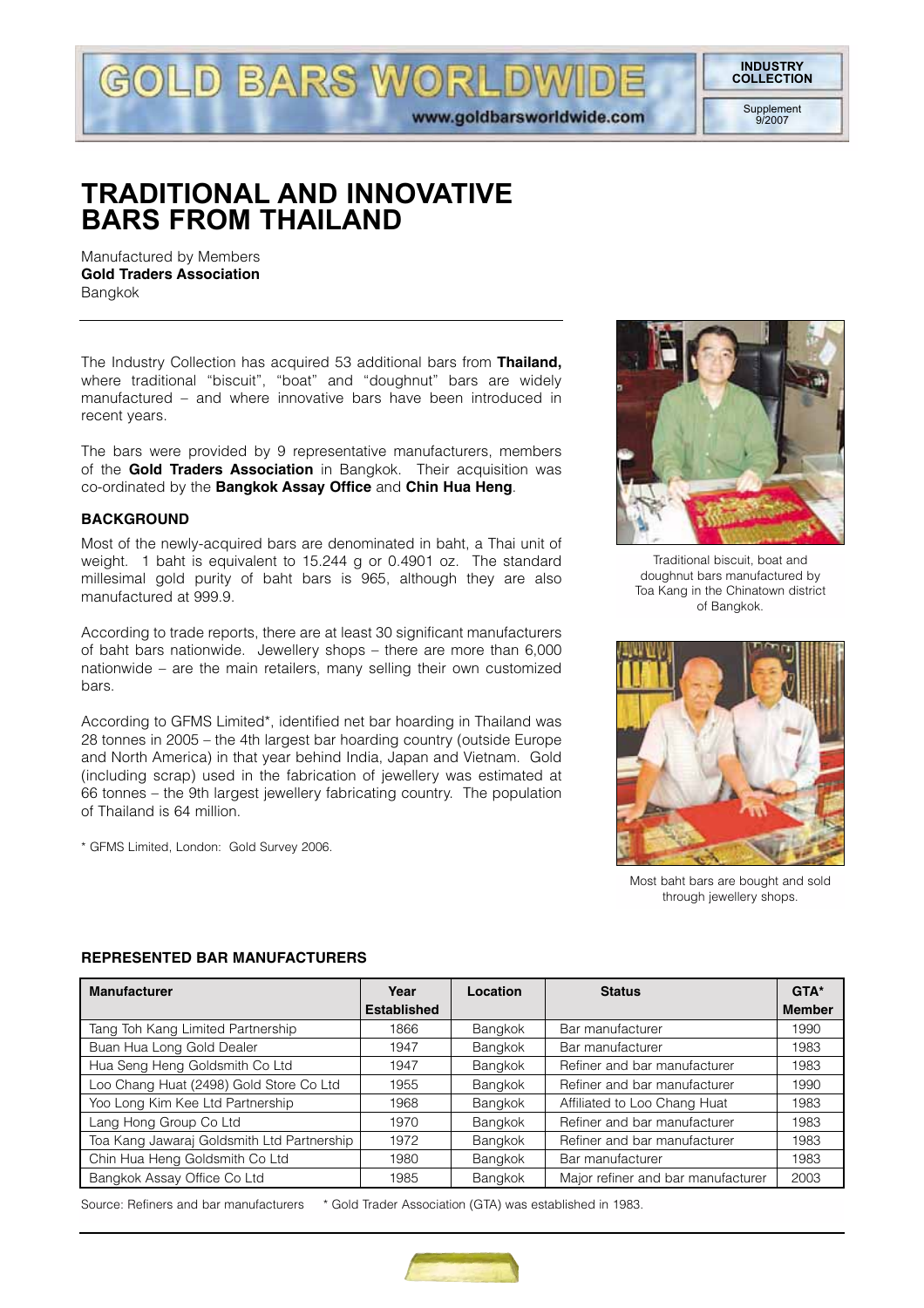# TRADITIONAL AND INNOVATIVE BARS FROM THAILAND

Manufactured by Members
**Gold Traders Association**
Bangkok

The Industry Collection has acquired 53 additional bars from **Thailand,** where traditional "biscuit", "boat" and "doughnut" bars are widely manufactured – and where innovative bars have been introduced in recent years.

The bars were provided by 9 representative manufacturers, members of the **Gold Traders Association** in Bangkok. Their acquisition was co-ordinated by the **Bangkok Assay Office** and **Chin Hua Heng**.

### BACKGROUND

Most of the newly-acquired bars are denominated in baht, a Thai unit of weight. 1 baht is equivalent to 15.244 g or 0.4901 oz. The standard millesimal gold purity of baht bars is 965, although they are also manufactured at 999.9.

According to trade reports, there are at least 30 significant manufacturers of baht bars nationwide. Jewellery shops – there are more than 6,000 nationwide – are the main retailers, many selling their own customized bars.

According to GFMS Limited*, identified net bar hoarding in Thailand was 28 tonnes in 2005 – the 4th largest bar hoarding country (outside Europe and North America) in that year behind India, Japan and Vietnam. Gold (including scrap) used in the fabrication of jewellery was estimated at 66 tonnes – the 9th largest jewellery fabricating country. The population of Thailand is 64 million.

* GFMS Limited, London: Gold Survey 2006.

Traditional biscuit, boat and doughnut bars manufactured by Toa Kang in the Chinatown district of Bangkok.

Most baht bars are bought and sold through jewellery shops.

### REPRESENTED BAR MANUFACTURERS

| Manufacturer | Year Established | Location | Status | GTA* Member |
|---|---|---|---|---|
| Tang Toh Kang Limited Partnership | 1866 | Bangkok | Bar manufacturer | 1990 |
| Buan Hua Long Gold Dealer | 1947 | Bangkok | Bar manufacturer | 1983 |
| Hua Seng Heng Goldsmith Co Ltd | 1947 | Bangkok | Refiner and bar manufacturer | 1983 |
| Loo Chang Huat (2498) Gold Store Co Ltd | 1955 | Bangkok | Refiner and bar manufacturer | 1990 |
| Yoo Long Kim Kee Ltd Partnership | 1968 | Bangkok | Affiliated to Loo Chang Huat | 1983 |
| Lang Hong Group Co Ltd | 1970 | Bangkok | Refiner and bar manufacturer | 1983 |
| Toa Kang Jawaraj Goldsmith Ltd Partnership | 1972 | Bangkok | Refiner and bar manufacturer | 1983 |
| Chin Hua Heng Goldsmith Co Ltd | 1980 | Bangkok | Bar manufacturer | 1983 |
| Bangkok Assay Office Co Ltd | 1985 | Bangkok | Major refiner and bar manufacturer | 2003 |

Source: Refiners and bar manufacturers * Gold Trader Association (GTA) was established in 1983.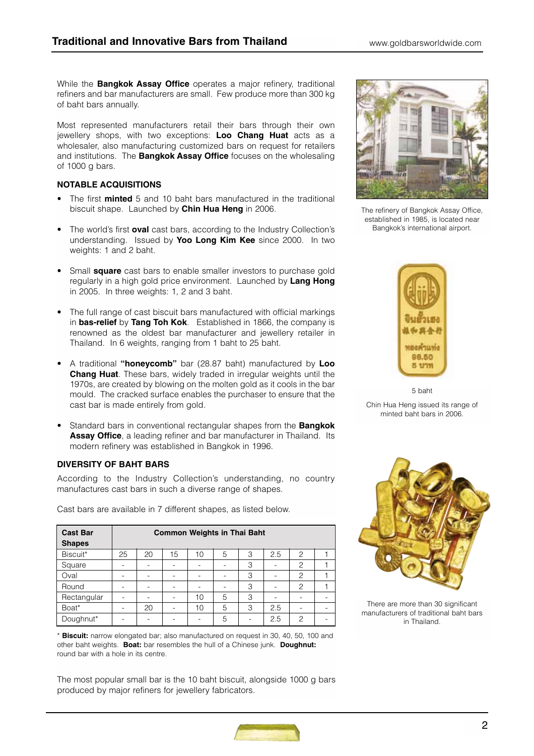While the **Bangkok Assay Office** operates a major refinery, traditional refiners and bar manufacturers are small. Few produce more than 300 kg of baht bars annually.

Most represented manufacturers retail their bars through their own jewellery shops, with two exceptions: **Loo Chang Huat** acts as a wholesaler, also manufacturing customized bars on request for retailers and institutions. The **Bangkok Assay Office** focuses on the wholesaling of 1000 g bars.

### NOTABLE ACQUISITIONS

- The first **minted** 5 and 10 baht bars manufactured in the traditional biscuit shape. Launched by **Chin Hua Heng** in 2006.
- The world's first **oval** cast bars, according to the Industry Collection's understanding. Issued by **Yoo Long Kim Kee** since 2000. In two weights: 1 and 2 baht.
- Small **square** cast bars to enable smaller investors to purchase gold regularly in a high gold price environment. Launched by **Lang Hong** in 2005. In three weights: 1, 2 and 3 baht.
- The full range of cast biscuit bars manufactured with official markings in **bas-relief** by **Tang Toh Kok**. Established in 1866, the company is renowned as the oldest bar manufacturer and jewellery retailer in Thailand. In 6 weights, ranging from 1 baht to 25 baht.
- A traditional **"honeycomb"** bar (28.87 baht) manufactured by **Loo Chang Huat**. These bars, widely traded in irregular weights until the 1970s, are created by blowing on the molten gold as it cools in the bar mould. The cracked surface enables the purchaser to ensure that the cast bar is made entirely from gold.
- Standard bars in conventional rectangular shapes from the **Bangkok Assay Office**, a leading refiner and bar manufacturer in Thailand. Its modern refinery was established in Bangkok in 1996.

### DIVERSITY OF BAHT BARS

According to the Industry Collection's understanding, no country manufactures cast bars in such a diverse range of shapes.

Cast bars are available in 7 different shapes, as listed below.

| Cast Bar Shapes | Common Weights in Thai Baht | | | | | | | | |
|---|---|---|---|---|---|---|---|---|---|
| Biscuit* | 25 | 20 | 15 | 10 | 5 | 3 | 2.5 | 2 | 1 |
| Square | - | - | - | - | - | 3 | - | 2 | 1 |
| Oval | - | - | - | - | - | 3 | - | 2 | 1 |
| Round | - | - | - | - | - | 3 | - | 2 | 1 |
| Rectangular | - | - | - | 10 | 5 | 3 | - | - | - |
| Boat* | - | 20 | - | 10 | 5 | 3 | 2.5 | - | - |
| Doughnut* | - | - | - | - | 5 | - | 2.5 | 2 | - |

* **Biscuit:** narrow elongated bar; also manufactured on request in 30, 40, 50, 100 and other baht weights. **Boat:** bar resembles the hull of a Chinese junk. **Doughnut:** round bar with a hole in its centre.

The most popular small bar is the 10 baht biscuit, alongside 1000 g bars produced by major refiners for jewellery fabricators.

The refinery of Bangkok Assay Office, established in 1985, is located near Bangkok's international airport.

5 baht

Chin Hua Heng issued its range of minted baht bars in 2006.

There are more than 30 significant manufacturers of traditional baht bars in Thailand.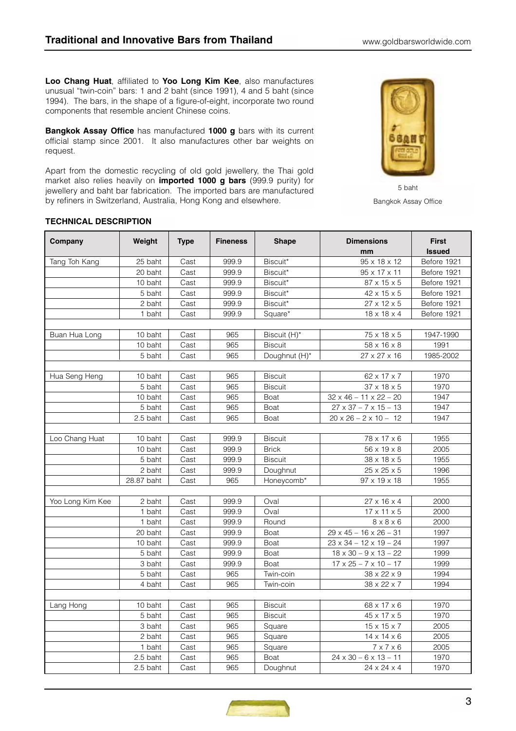**Loo Chang Huat**, affiliated to **Yoo Long Kim Kee**, also manufactures unusual "twin-coin" bars: 1 and 2 baht (since 1991), 4 and 5 baht (since 1994). The bars, in the shape of a figure-of-eight, incorporate two round components that resemble ancient Chinese coins.

**Bangkok Assay Office** has manufactured **1000 g** bars with its current official stamp since 2001. It also manufactures other bar weights on request.

Apart from the domestic recycling of old gold jewellery, the Thai gold market also relies heavily on **imported 1000 g bars** (999.9 purity) for jewellery and baht bar fabrication. The imported bars are manufactured by refiners in Switzerland, Australia, Hong Kong and elsewhere.

5 baht

Bangkok Assay Office

**TECHNICAL DESCRIPTION**

| Company | Weight | Type | Fineness | Shape | Dimensions mm | First Issued |
|---|---|---|---|---|---|---|
| Tang Toh Kang | 25 baht | Cast | 999.9 | Biscuit* | 95 x 18 x 12 | Before 1921 |
| | 20 baht | Cast | 999.9 | Biscuit* | 95 x 17 x 11 | Before 1921 |
| | 10 baht | Cast | 999.9 | Biscuit* | 87 x 15 x 5 | Before 1921 |
| | 5 baht | Cast | 999.9 | Biscuit* | 42 x 15 x 5 | Before 1921 |
| | 2 baht | Cast | 999.9 | Biscuit* | 27 x 12 x 5 | Before 1921 |
| | 1 baht | Cast | 999.9 | Square* | 18 x 18 x 4 | Before 1921 |
| | | | | | | |
| Buan Hua Long | 10 baht | Cast | 965 | Biscuit (H)* | 75 x 18 x 5 | 1947-1990 |
| | 10 baht | Cast | 965 | Biscuit | 58 x 16 x 8 | 1991 |
| | 5 baht | Cast | 965 | Doughnut (H)* | 27 x 27 x 16 | 1985-2002 |
| | | | | | | |
| Hua Seng Heng | 10 baht | Cast | 965 | Biscuit | 62 x 17 x 7 | 1970 |
| | 5 baht | Cast | 965 | Biscuit | 37 x 18 x 5 | 1970 |
| | 10 baht | Cast | 965 | Boat | 32 x 46 – 11 x 22 – 20 | 1947 |
| | 5 baht | Cast | 965 | Boat | 27 x 37 – 7 x 15 – 13 | 1947 |
| | 2.5 baht | Cast | 965 | Boat | 20 x 26 – 2 x 10 – 12 | 1947 |
| | | | | | | |
| Loo Chang Huat | 10 baht | Cast | 999.9 | Biscuit | 78 x 17 x 6 | 1955 |
| | 10 baht | Cast | 999.9 | Brick | 56 x 19 x 8 | 2005 |
| | 5 baht | Cast | 999.9 | Biscuit | 38 x 18 x 5 | 1955 |
| | 2 baht | Cast | 999.9 | Doughnut | 25 x 25 x 5 | 1996 |
| | 28.87 baht | Cast | 965 | Honeycomb* | 97 x 19 x 18 | 1955 |
| | | | | | | |
| Yoo Long Kim Kee | 2 baht | Cast | 999.9 | Oval | 27 x 16 x 4 | 2000 |
| | 1 baht | Cast | 999.9 | Oval | 17 x 11 x 5 | 2000 |
| | 1 baht | Cast | 999.9 | Round | 8 x 8 x 6 | 2000 |
| | 20 baht | Cast | 999.9 | Boat | 29 x 45 – 16 x 26 – 31 | 1997 |
| | 10 baht | Cast | 999.9 | Boat | 23 x 34 – 12 x 19 – 24 | 1997 |
| | 5 baht | Cast | 999.9 | Boat | 18 x 30 – 9 x 13 – 22 | 1999 |
| | 3 baht | Cast | 999.9 | Boat | 17 x 25 – 7 x 10 – 17 | 1999 |
| | 5 baht | Cast | 965 | Twin-coin | 38 x 22 x 9 | 1994 |
| | 4 baht | Cast | 965 | Twin-coin | 38 x 22 x 7 | 1994 |
| | | | | | | |
| Lang Hong | 10 baht | Cast | 965 | Biscuit | 68 x 17 x 6 | 1970 |
| | 5 baht | Cast | 965 | Biscuit | 45 x 17 x 5 | 1970 |
| | 3 baht | Cast | 965 | Square | 15 x 15 x 7 | 2005 |
| | 2 baht | Cast | 965 | Square | 14 x 14 x 6 | 2005 |
| | 1 baht | Cast | 965 | Square | 7 x 7 x 6 | 2005 |
| | 2.5 baht | Cast | 965 | Boat | 24 x 30 – 6 x 13 – 11 | 1970 |
| | 2.5 baht | Cast | 965 | Doughnut | 24 x 24 x 4 | 1970 |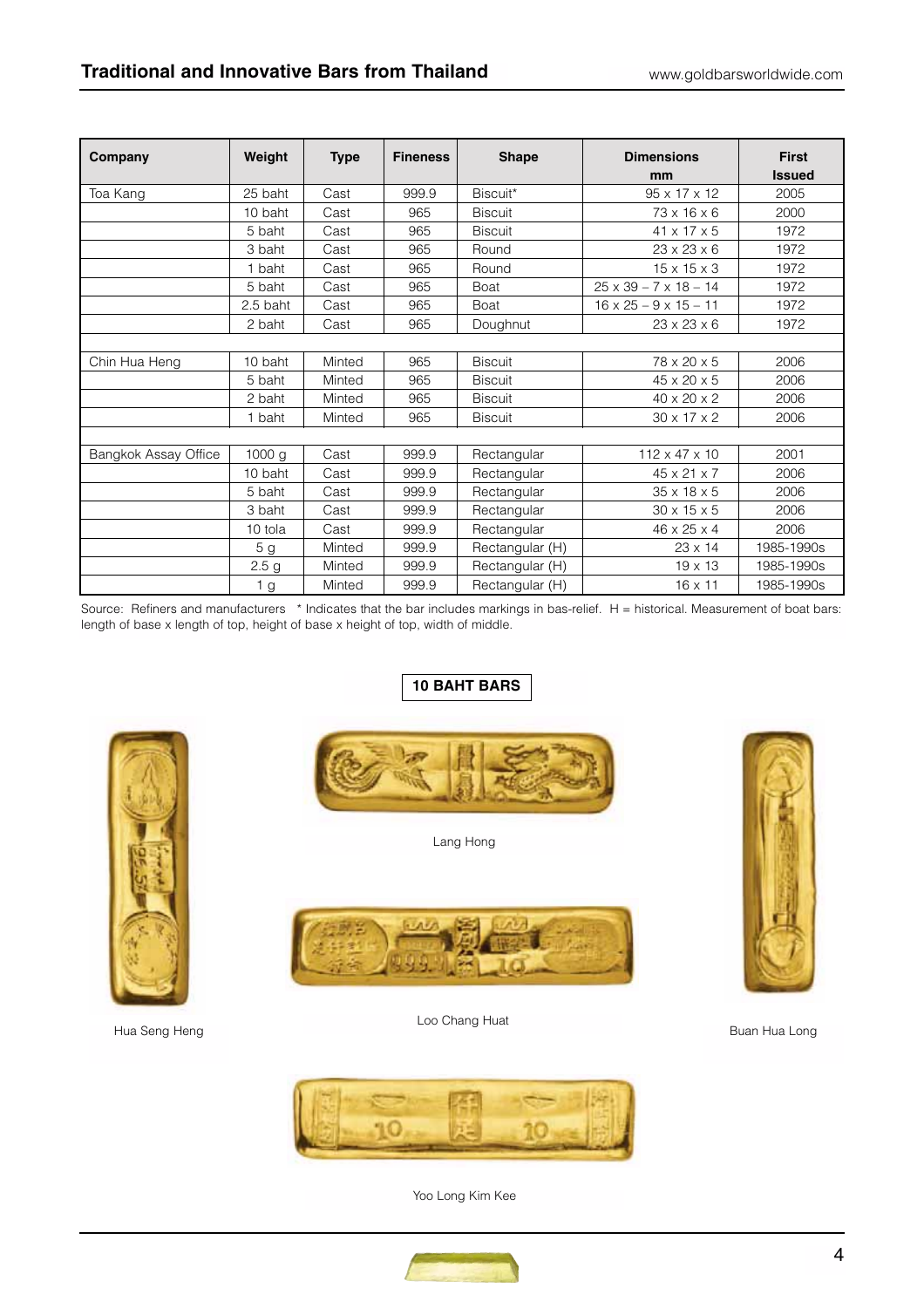| Company | Weight | Type | Fineness | Shape | Dimensions mm | First Issued |
|---|---|---|---|---|---|---|
| Toa Kang | 25 baht | Cast | 999.9 | Biscuit* | 95 x 17 x 12 | 2005 |
| | 10 baht | Cast | 965 | Biscuit | 73 x 16 x 6 | 2000 |
| | 5 baht | Cast | 965 | Biscuit | 41 x 17 x 5 | 1972 |
| | 3 baht | Cast | 965 | Round | 23 x 23 x 6 | 1972 |
| | 1 baht | Cast | 965 | Round | 15 x 15 x 3 | 1972 |
| | 5 baht | Cast | 965 | Boat | 25 x 39 – 7 x 18 – 14 | 1972 |
| | 2.5 baht | Cast | 965 | Boat | 16 x 25 – 9 x 15 – 11 | 1972 |
| | 2 baht | Cast | 965 | Doughnut | 23 x 23 x 6 | 1972 |
| | | | | | | |
| Chin Hua Heng | 10 baht | Minted | 965 | Biscuit | 78 x 20 x 5 | 2006 |
| | 5 baht | Minted | 965 | Biscuit | 45 x 20 x 5 | 2006 |
| | 2 baht | Minted | 965 | Biscuit | 40 x 20 x 2 | 2006 |
| | 1 baht | Minted | 965 | Biscuit | 30 x 17 x 2 | 2006 |
| | | | | | | |
| Bangkok Assay Office | 1000 g | Cast | 999.9 | Rectangular | 112 x 47 x 10 | 2001 |
| | 10 baht | Cast | 999.9 | Rectangular | 45 x 21 x 7 | 2006 |
| | 5 baht | Cast | 999.9 | Rectangular | 35 x 18 x 5 | 2006 |
| | 3 baht | Cast | 999.9 | Rectangular | 30 x 15 x 5 | 2006 |
| | 10 tola | Cast | 999.9 | Rectangular | 46 x 25 x 4 | 2006 |
| | 5 g | Minted | 999.9 | Rectangular (H) | 23 x 14 | 1985-1990s |
| | 2.5 g | Minted | 999.9 | Rectangular (H) | 19 x 13 | 1985-1990s |
| | 1 g | Minted | 999.9 | Rectangular (H) | 16 x 11 | 1985-1990s |

Source: Refiners and manufacturers * Indicates that the bar includes markings in bas-relief. H = historical. Measurement of boat bars: length of base x length of top, height of base x height of top, width of middle.

**10 BAHT BARS**

Lang Hong

Hua Seng Heng

Loo Chang Huat

Buan Hua Long

Yoo Long Kim Kee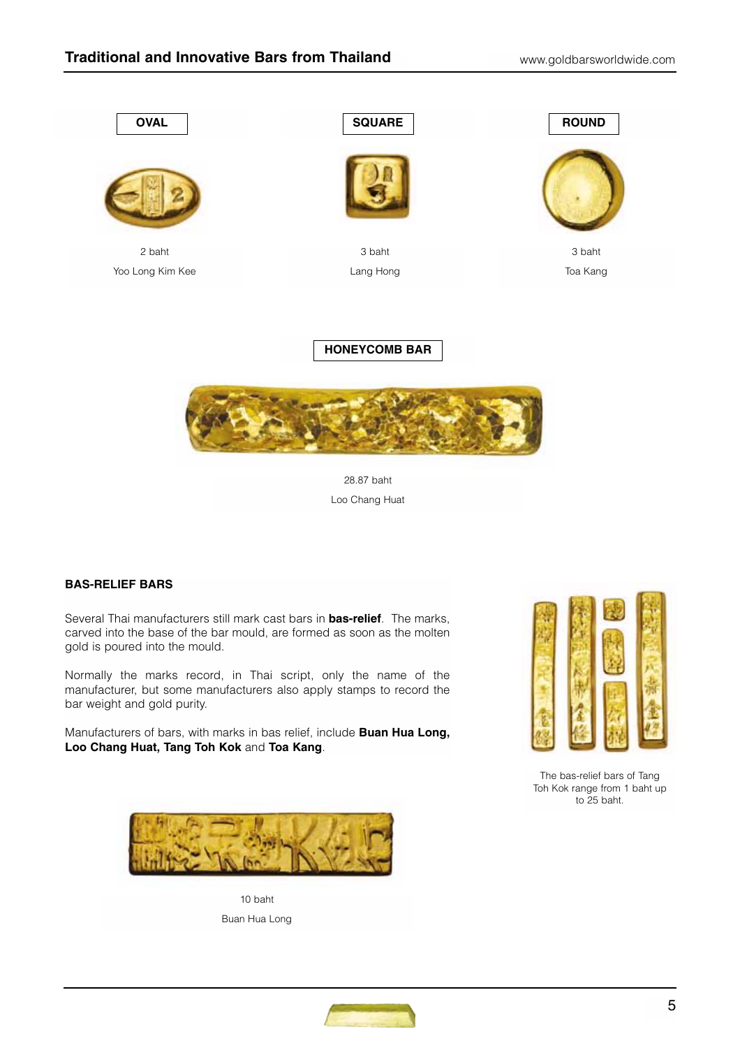**OVAL**

2 baht

Yoo Long Kim Kee

**SQUARE**

3 baht

Lang Hong

**ROUND**

3 baht

Toa Kang

**HONEYCOMB BAR**

28.87 baht

Loo Chang Huat

### BAS-RELIEF BARS

Several Thai manufacturers still mark cast bars in **bas-relief**. The marks, carved into the base of the bar mould, are formed as soon as the molten gold is poured into the mould.

Normally the marks record, in Thai script, only the name of the manufacturer, but some manufacturers also apply stamps to record the bar weight and gold purity.

Manufacturers of bars, with marks in bas relief, include **Buan Hua Long, Loo Chang Huat, Tang Toh Kok** and **Toa Kang**.

The bas-relief bars of Tang Toh Kok range from 1 baht up to 25 baht.

10 baht

Buan Hua Long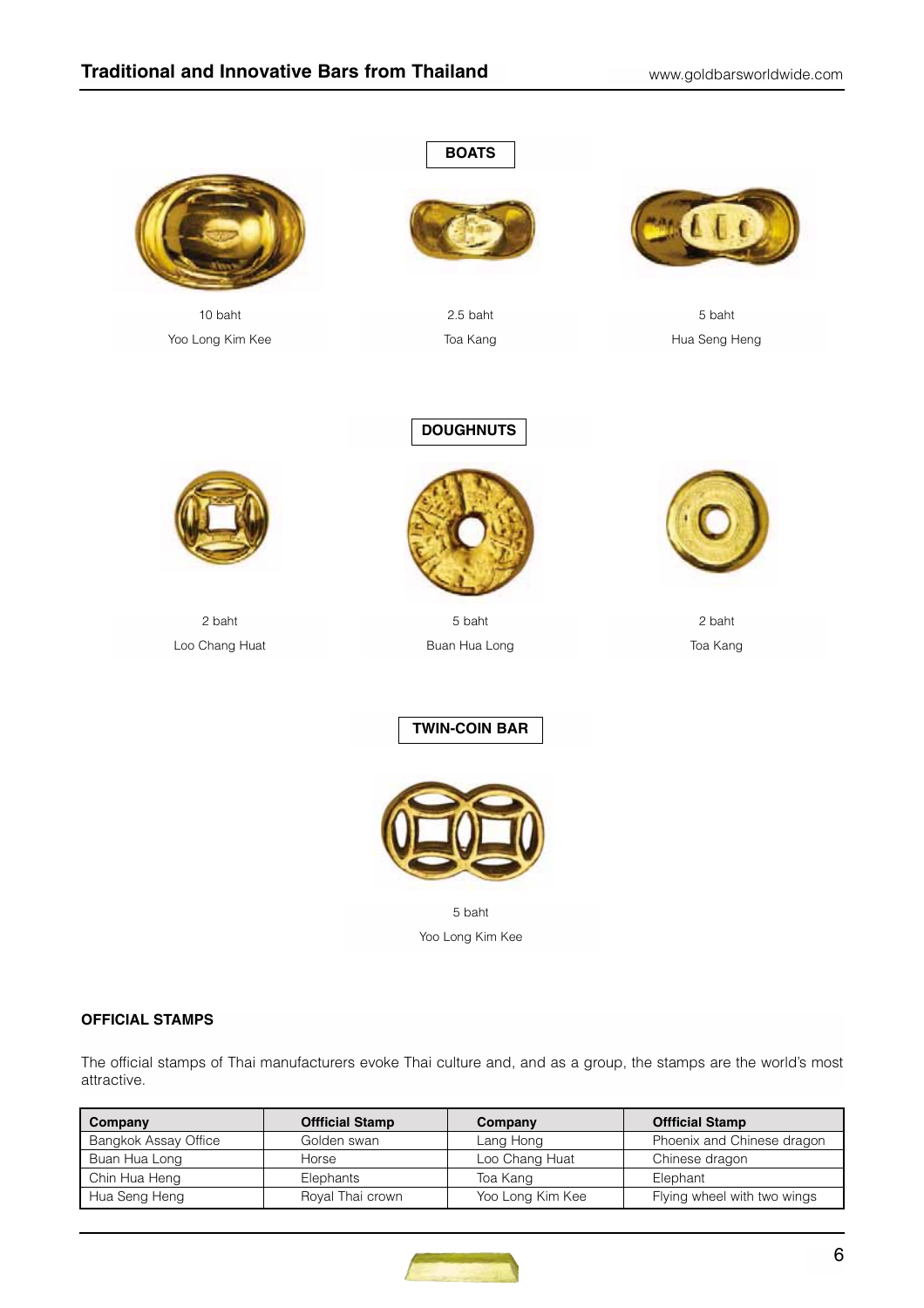## BOATS

10 baht
Yoo Long Kim Kee

2.5 baht
Toa Kang

5 baht
Hua Seng Heng

## DOUGHNUTS

2 baht
Loo Chang Huat

5 baht
Buan Hua Long

2 baht
Toa Kang

## TWIN-COIN BAR

5 baht
Yoo Long Kim Kee

### OFFICIAL STAMPS

The official stamps of Thai manufacturers evoke Thai culture and, and as a group, the stamps are the world's most attractive.

| Company | Official Stamp | Company | Official Stamp |
|---|---|---|---|
| Bangkok Assay Office | Golden swan | Lang Hong | Phoenix and Chinese dragon |
| Buan Hua Long | Horse | Loo Chang Huat | Chinese dragon |
| Chin Hua Heng | Elephants | Toa Kang | Elephant |
| Hua Seng Heng | Royal Thai crown | Yoo Long Kim Kee | Flying wheel with two wings |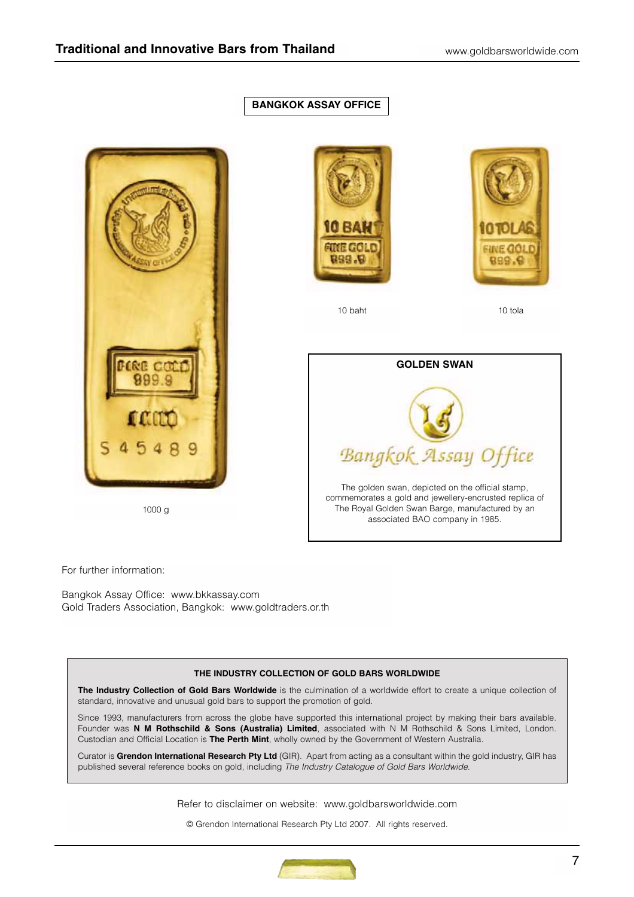## BANGKOK ASSAY OFFICE

1000 g

10 baht

10 tola

### GOLDEN SWAN

Bangkok Assay Office

The golden swan, depicted on the official stamp, commemorates a gold and jewellery-encrusted replica of The Royal Golden Swan Barge, manufactured by an associated BAO company in 1985.

For further information:

Bangkok Assay Office: www.bkkassay.com
Gold Traders Association, Bangkok: www.goldtraders.or.th

**THE INDUSTRY COLLECTION OF GOLD BARS WORLDWIDE**

**The Industry Collection of Gold Bars Worldwide** is the culmination of a worldwide effort to create a unique collection of standard, innovative and unusual gold bars to support the promotion of gold.

Since 1993, manufacturers from across the globe have supported this international project by making their bars available. Founder was **N M Rothschild & Sons (Australia) Limited**, associated with N M Rothschild & Sons Limited, London. Custodian and Official Location is **The Perth Mint**, wholly owned by the Government of Western Australia.

Curator is **Grendon International Research Pty Ltd** (GIR). Apart from acting as a consultant within the gold industry, GIR has published several reference books on gold, including *The Industry Catalogue of Gold Bars Worldwide.*

Refer to disclaimer on website: www.goldbarsworldwide.com

© Grendon International Research Pty Ltd 2007. All rights reserved.